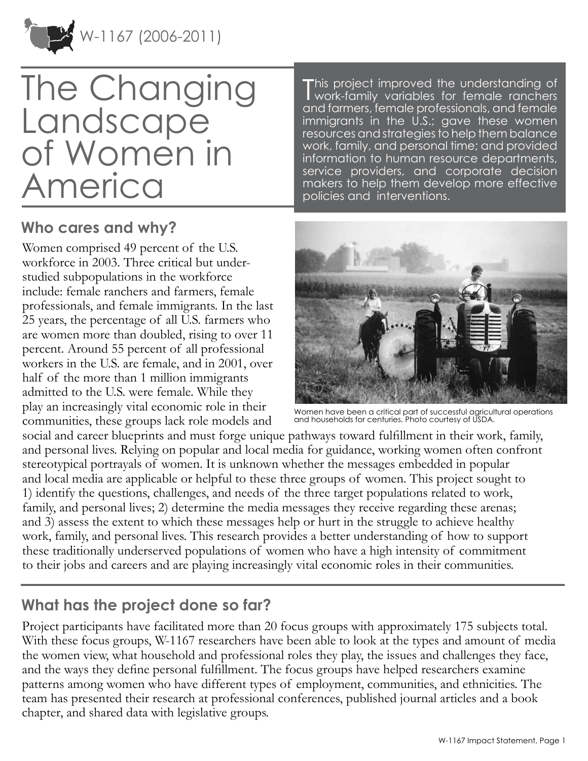W-1167 (2006-2011)

# The Changing Landscape of Women in America

This project improved the understanding of work-family variables for female ranchers and farmers, female professionals, and female immigrants in the U.S.; gave these women resources and strategies to help them balance work, family, and personal time; and provided information to human resource departments, service providers, and corporate decision makers to help them develop more effective policies and interventions.

## Who cares and why?

Women comprised 49 percent of the U.S. workforce in 2003. Three critical but under-studied subpopulations in the workforce include: female ranchers and farmers, female professionals, and female immigrants. In the last 25 years, the percentage of all U.S. farmers who are women more than doubled, rising to over 11 percent. Around 55 percent of all professional workers in the U.S. are female, and in 2001, over half of the more than 1 million immigrants admitted to the U.S. were female. While they play an increasingly vital economic role in their communities, these groups lack role models and social and career blueprints and must forge unique pathways toward fulfillment in their work, family, and personal lives. Relying on popular and local media for guidance, working women often confront stereotypical portrayals of women. It is unknown whether the messages embedded in popular and local media are applicable or helpful to these three groups of women. This project sought to 1) identify the questions, challenges, and needs of the three target populations related to work, family, and personal lives; 2) determine the media messages they receive regarding these arenas; and 3) assess the extent to which these messages help or hurt in the struggle to achieve healthy work, family, and personal lives. This research provides a better understanding of how to support these traditionally underserved populations of women who have a high intensity of commitment to their jobs and careers and are playing increasingly vital economic roles in their communities.

Women have been a critical part of successful agricultural operations and households for centuries. Photo courtesy of USDA.

## What has the project done so far?

Project participants have facilitated more than 20 focus groups with approximately 175 subjects total. With these focus groups, W-1167 researchers have been able to look at the types and amount of media the women view, what household and professional roles they play, the issues and challenges they face, and the ways they define personal fulfillment. The focus groups have helped researchers examine patterns among women who have different types of employment, communities, and ethnicities. The team has presented their research at professional conferences, published journal articles and a book chapter, and shared data with legislative groups.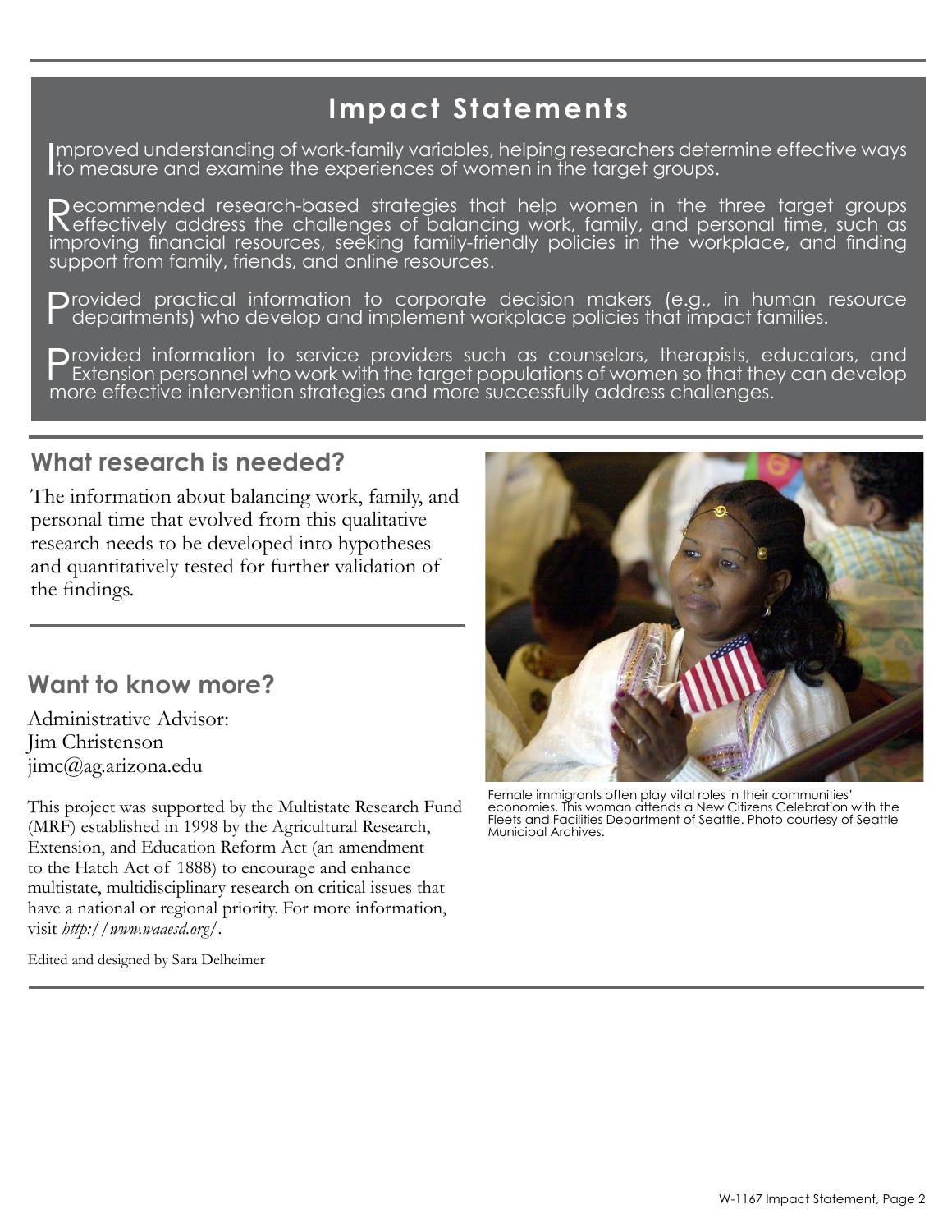## Impact Statements

Improved understanding of work-family variables, helping researchers determine effective ways to measure and examine the experiences of women in the target groups.

Recommended research-based strategies that help women in the three target groups effectively address the challenges of balancing work, family, and personal time, such as improving financial resources, seeking family-friendly policies in the workplace, and finding support from family, friends, and online resources.

Provided practical information to corporate decision makers (e.g., in human resource departments) who develop and implement workplace policies that impact families.

Provided information to service providers such as counselors, therapists, educators, and Extension personnel who work with the target populations of women so that they can develop more effective intervention strategies and more successfully address challenges.

## What research is needed?

The information about balancing work, family, and personal time that evolved from this qualitative research needs to be developed into hypotheses and quantitatively tested for further validation of the findings.

## Want to know more?

Administrative Advisor:
Jim Christenson
jimc@ag.arizona.edu

This project was supported by the Multistate Research Fund (MRF) established in 1998 by the Agricultural Research, Extension, and Education Reform Act (an amendment to the Hatch Act of 1888) to encourage and enhance multistate, multidisciplinary research on critical issues that have a national or regional priority. For more information, visit *http://www.waaesd.org/*.

Edited and designed by Sara Delheimer

Female immigrants often play vital roles in their communities' economies. This woman attends a New Citizens Celebration with the Fleets and Facilities Department of Seattle. Photo courtesy of Seattle Municipal Archives.